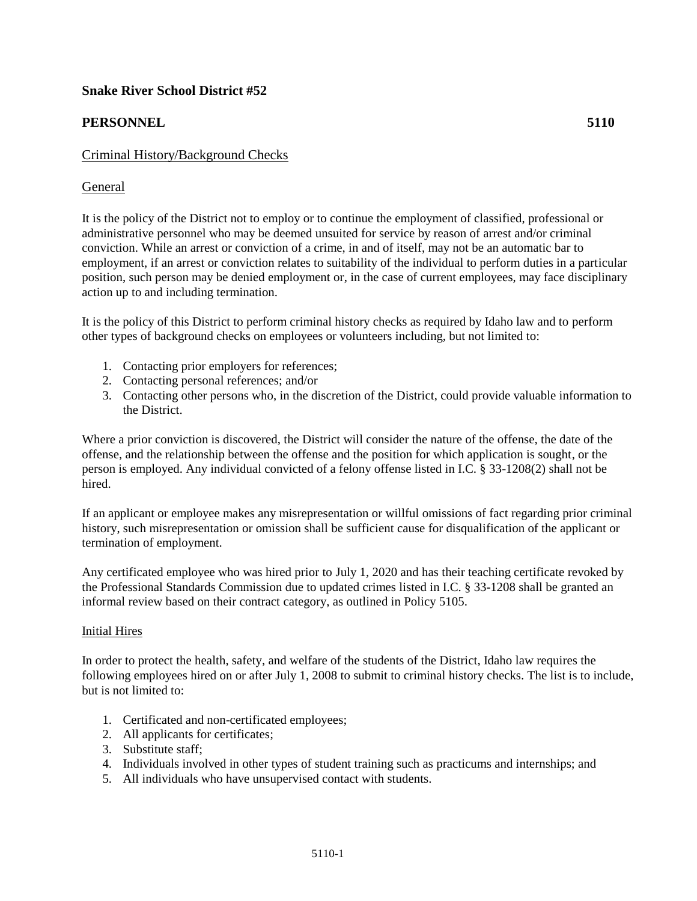**Snake River School District #52**

**PERSONNEL 5110**

Criminal History/Background Checks

General

It is the policy of the District not to employ or to continue the employment of classified, professional or administrative personnel who may be deemed unsuited for service by reason of arrest and/or criminal conviction. While an arrest or conviction of a crime, in and of itself, may not be an automatic bar to employment, if an arrest or conviction relates to suitability of the individual to perform duties in a particular position, such person may be denied employment or, in the case of current employees, may face disciplinary action up to and including termination.

It is the policy of this District to perform criminal history checks as required by Idaho law and to perform other types of background checks on employees or volunteers including, but not limited to:

1. Contacting prior employers for references;
2. Contacting personal references; and/or
3. Contacting other persons who, in the discretion of the District, could provide valuable information to the District.

Where a prior conviction is discovered, the District will consider the nature of the offense, the date of the offense, and the relationship between the offense and the position for which application is sought, or the person is employed. Any individual convicted of a felony offense listed in I.C. § 33-1208(2) shall not be hired.

If an applicant or employee makes any misrepresentation or willful omissions of fact regarding prior criminal history, such misrepresentation or omission shall be sufficient cause for disqualification of the applicant or termination of employment.

Any certificated employee who was hired prior to July 1, 2020 and has their teaching certificate revoked by the Professional Standards Commission due to updated crimes listed in I.C. § 33-1208 shall be granted an informal review based on their contract category, as outlined in Policy 5105.

Initial Hires

In order to protect the health, safety, and welfare of the students of the District, Idaho law requires the following employees hired on or after July 1, 2008 to submit to criminal history checks. The list is to include, but is not limited to:

1. Certificated and non-certificated employees;
2. All applicants for certificates;
3. Substitute staff;
4. Individuals involved in other types of student training such as practicums and internships; and
5. All individuals who have unsupervised contact with students.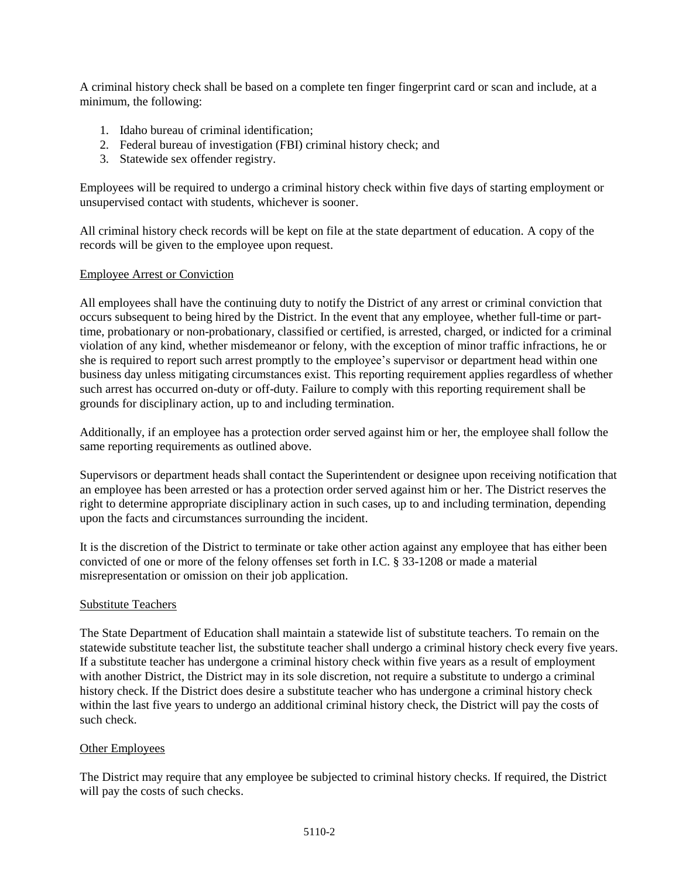A criminal history check shall be based on a complete ten finger fingerprint card or scan and include, at a minimum, the following:

1. Idaho bureau of criminal identification;
2. Federal bureau of investigation (FBI) criminal history check; and
3. Statewide sex offender registry.

Employees will be required to undergo a criminal history check within five days of starting employment or unsupervised contact with students, whichever is sooner.

All criminal history check records will be kept on file at the state department of education. A copy of the records will be given to the employee upon request.

## Employee Arrest or Conviction

All employees shall have the continuing duty to notify the District of any arrest or criminal conviction that occurs subsequent to being hired by the District. In the event that any employee, whether full-time or part-time, probationary or non-probationary, classified or certified, is arrested, charged, or indicted for a criminal violation of any kind, whether misdemeanor or felony, with the exception of minor traffic infractions, he or she is required to report such arrest promptly to the employee's supervisor or department head within one business day unless mitigating circumstances exist. This reporting requirement applies regardless of whether such arrest has occurred on-duty or off-duty. Failure to comply with this reporting requirement shall be grounds for disciplinary action, up to and including termination.

Additionally, if an employee has a protection order served against him or her, the employee shall follow the same reporting requirements as outlined above.

Supervisors or department heads shall contact the Superintendent or designee upon receiving notification that an employee has been arrested or has a protection order served against him or her. The District reserves the right to determine appropriate disciplinary action in such cases, up to and including termination, depending upon the facts and circumstances surrounding the incident.

It is the discretion of the District to terminate or take other action against any employee that has either been convicted of one or more of the felony offenses set forth in I.C. § 33-1208 or made a material misrepresentation or omission on their job application.

## Substitute Teachers

The State Department of Education shall maintain a statewide list of substitute teachers. To remain on the statewide substitute teacher list, the substitute teacher shall undergo a criminal history check every five years. If a substitute teacher has undergone a criminal history check within five years as a result of employment with another District, the District may in its sole discretion, not require a substitute to undergo a criminal history check. If the District does desire a substitute teacher who has undergone a criminal history check within the last five years to undergo an additional criminal history check, the District will pay the costs of such check.

## Other Employees

The District may require that any employee be subjected to criminal history checks. If required, the District will pay the costs of such checks.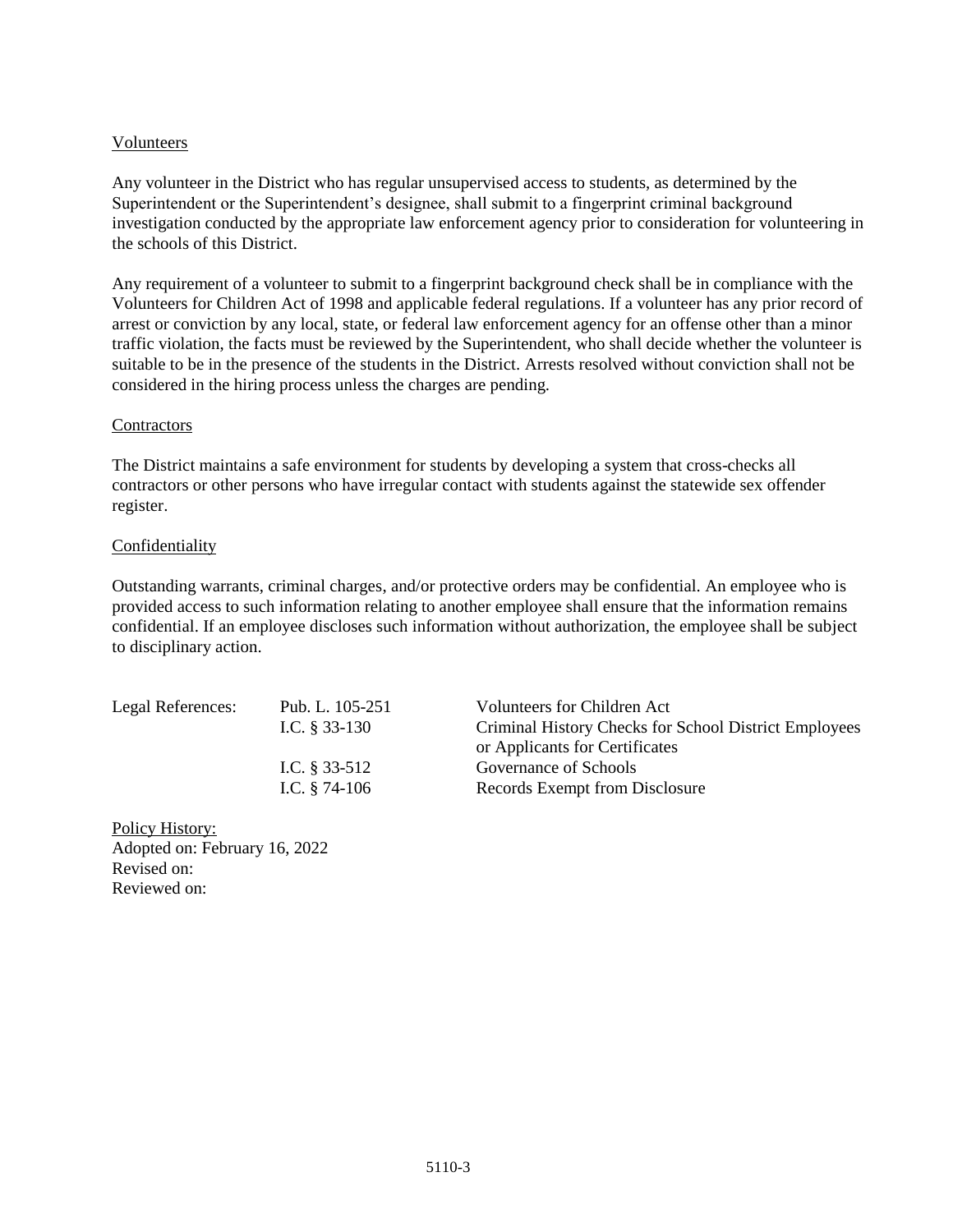Volunteers

Any volunteer in the District who has regular unsupervised access to students, as determined by the Superintendent or the Superintendent's designee, shall submit to a fingerprint criminal background investigation conducted by the appropriate law enforcement agency prior to consideration for volunteering in the schools of this District.

Any requirement of a volunteer to submit to a fingerprint background check shall be in compliance with the Volunteers for Children Act of 1998 and applicable federal regulations. If a volunteer has any prior record of arrest or conviction by any local, state, or federal law enforcement agency for an offense other than a minor traffic violation, the facts must be reviewed by the Superintendent, who shall decide whether the volunteer is suitable to be in the presence of the students in the District. Arrests resolved without conviction shall not be considered in the hiring process unless the charges are pending.

Contractors

The District maintains a safe environment for students by developing a system that cross-checks all contractors or other persons who have irregular contact with students against the statewide sex offender register.

Confidentiality

Outstanding warrants, criminal charges, and/or protective orders may be confidential. An employee who is provided access to such information relating to another employee shall ensure that the information remains confidential. If an employee discloses such information without authorization, the employee shall be subject to disciplinary action.

| | | |
|---|---|---|
| Legal References: | Pub. L. 105-251 | Volunteers for Children Act |
| | I.C. § 33-130 | Criminal History Checks for School District Employees or Applicants for Certificates |
| | I.C. § 33-512 | Governance of Schools |
| | I.C. § 74-106 | Records Exempt from Disclosure |

Policy History:
Adopted on: February 16, 2022
Revised on:
Reviewed on: